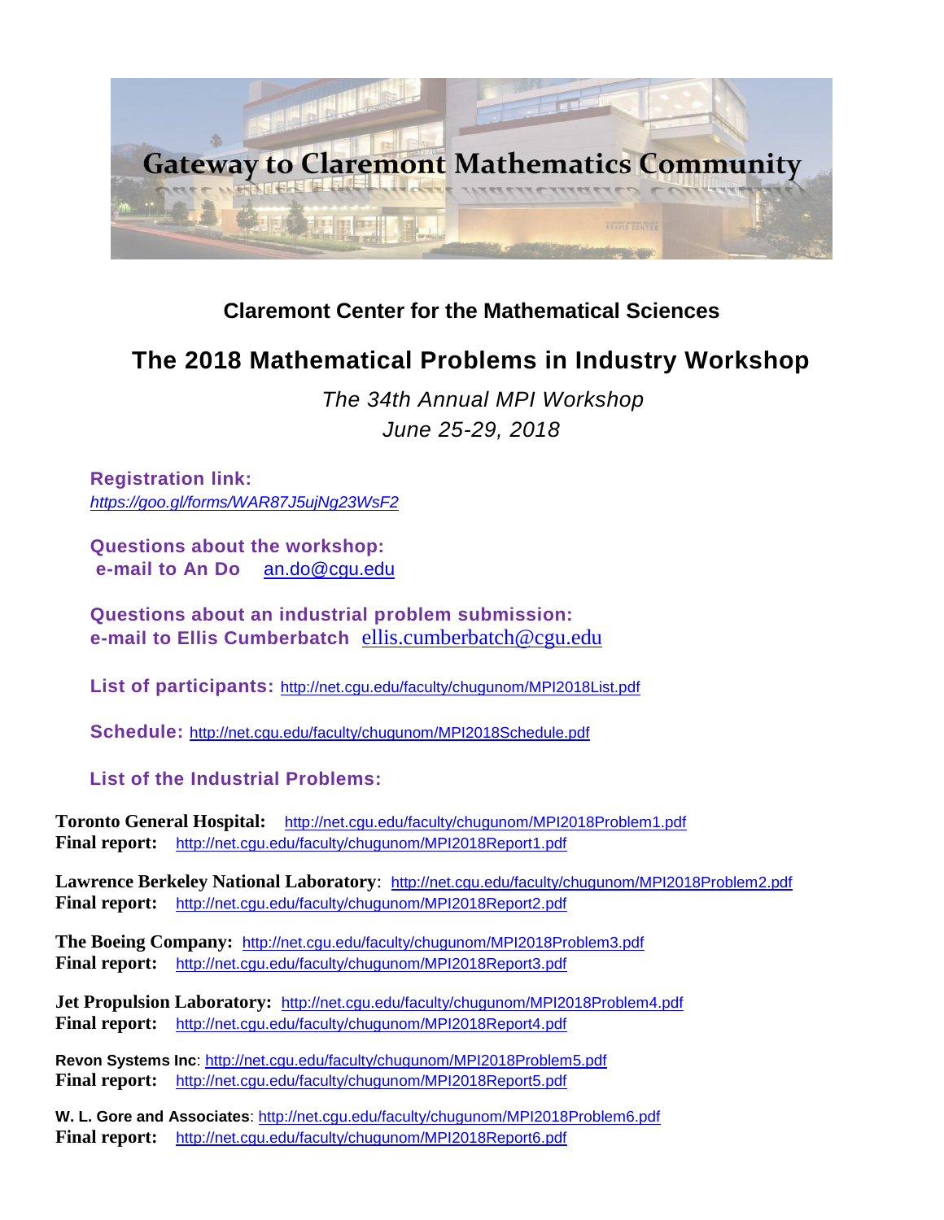# Gateway to Claremont Mathematics Community

## Claremont Center for the Mathematical Sciences

# The 2018 Mathematical Problems in Industry Workshop

*The 34th Annual MPI Workshop*
*June 25-29, 2018*

**Registration link:**
*https://goo.gl/forms/WAR87J5ujNg23WsF2*

**Questions about the workshop:**
**e-mail to An Do** an.do@cgu.edu

**Questions about an industrial problem submission:**
**e-mail to Ellis Cumberbatch** ellis.cumberbatch@cgu.edu

**List of participants:** http://net.cgu.edu/faculty/chugunom/MPI2018List.pdf

**Schedule:** http://net.cgu.edu/faculty/chugunom/MPI2018Schedule.pdf

**List of the Industrial Problems:**

**Toronto General Hospital:** http://net.cgu.edu/faculty/chugunom/MPI2018Problem1.pdf
**Final report:** http://net.cgu.edu/faculty/chugunom/MPI2018Report1.pdf

**Lawrence Berkeley National Laboratory**: http://net.cgu.edu/faculty/chugunom/MPI2018Problem2.pdf
**Final report:** http://net.cgu.edu/faculty/chugunom/MPI2018Report2.pdf

**The Boeing Company:** http://net.cgu.edu/faculty/chugunom/MPI2018Problem3.pdf
**Final report:** http://net.cgu.edu/faculty/chugunom/MPI2018Report3.pdf

**Jet Propulsion Laboratory:** http://net.cgu.edu/faculty/chugunom/MPI2018Problem4.pdf
**Final report:** http://net.cgu.edu/faculty/chugunom/MPI2018Report4.pdf

**Revon Systems Inc**: http://net.cgu.edu/faculty/chugunom/MPI2018Problem5.pdf
**Final report:** http://net.cgu.edu/faculty/chugunom/MPI2018Report5.pdf

**W. L. Gore and Associates**: http://net.cgu.edu/faculty/chugunom/MPI2018Problem6.pdf
**Final report:** http://net.cgu.edu/faculty/chugunom/MPI2018Report6.pdf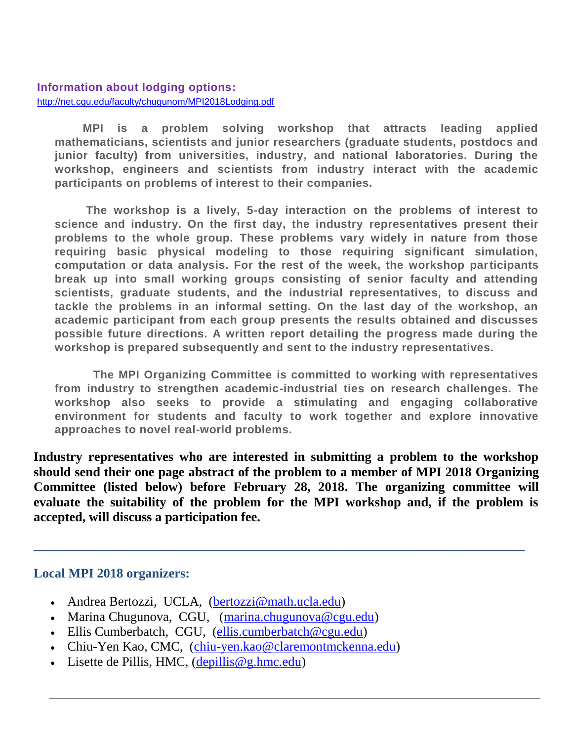**Information about lodging options:**
http://net.cgu.edu/faculty/chugunom/MPI2018Lodging.pdf

**MPI is a problem solving workshop that attracts leading applied mathematicians, scientists and junior researchers (graduate students, postdocs and junior faculty) from universities, industry, and national laboratories. During the workshop, engineers and scientists from industry interact with the academic participants on problems of interest to their companies.**

**The workshop is a lively, 5-day interaction on the problems of interest to science and industry. On the first day, the industry representatives present their problems to the whole group. These problems vary widely in nature from those requiring basic physical modeling to those requiring significant simulation, computation or data analysis. For the rest of the week, the workshop participants break up into small working groups consisting of senior faculty and attending scientists, graduate students, and the industrial representatives, to discuss and tackle the problems in an informal setting. On the last day of the workshop, an academic participant from each group presents the results obtained and discusses possible future directions. A written report detailing the progress made during the workshop is prepared subsequently and sent to the industry representatives.**

**The MPI Organizing Committee is committed to working with representatives from industry to strengthen academic-industrial ties on research challenges. The workshop also seeks to provide a stimulating and engaging collaborative environment for students and faculty to work together and explore innovative approaches to novel real-world problems.**

**Industry representatives who are interested in submitting a problem to the workshop should send their one page abstract of the problem to a member of MPI 2018 Organizing Committee (listed below) before February 28, 2018. The organizing committee will evaluate the suitability of the problem for the MPI workshop and, if the problem is accepted, will discuss a participation fee.**

---

### Local MPI 2018 organizers:

- Andrea Bertozzi, UCLA, (bertozzi@math.ucla.edu)
- Marina Chugunova, CGU, (marina.chugunova@cgu.edu)
- Ellis Cumberbatch, CGU, (ellis.cumberbatch@cgu.edu)
- Chiu-Yen Kao, CMC, (chiu-yen.kao@claremontmckenna.edu)
- Lisette de Pillis, HMC, (depillis@g.hmc.edu)

---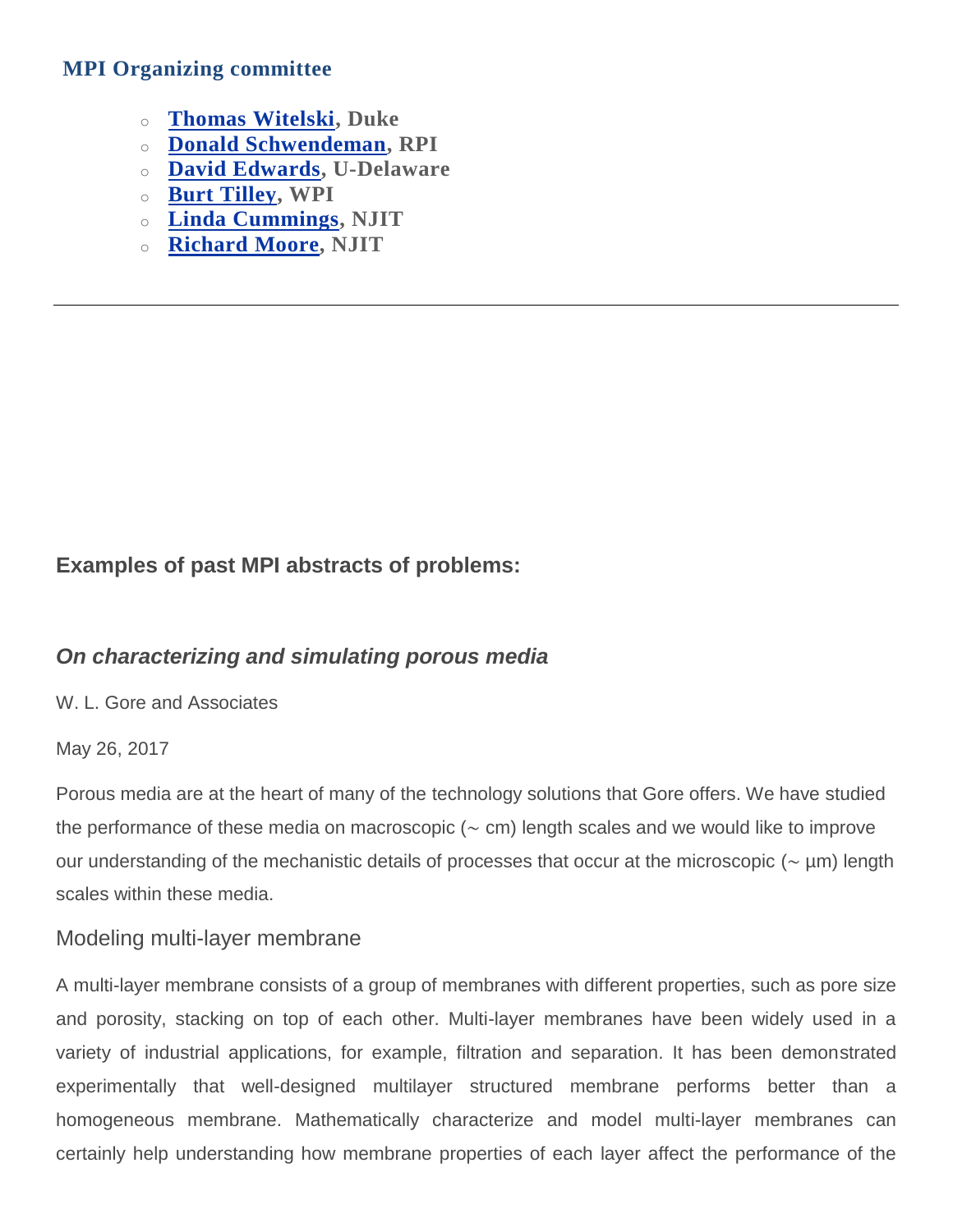## MPI Organizing committee

- **[Thomas Witelski](), Duke**
- **[Donald Schwendeman](), RPI**
- **[David Edwards](), U-Delaware**
- **[Burt Tilley](), WPI**
- **[Linda Cummings](), NJIT**
- **[Richard Moore](), NJIT**

---

### Examples of past MPI abstracts of problems:

### *On characterizing and simulating porous media*

W. L. Gore and Associates

May 26, 2017

Porous media are at the heart of many of the technology solutions that Gore offers. We have studied the performance of these media on macroscopic (~ cm) length scales and we would like to improve our understanding of the mechanistic details of processes that occur at the microscopic (~ μm) length scales within these media.

#### Modeling multi-layer membrane

A multi-layer membrane consists of a group of membranes with different properties, such as pore size and porosity, stacking on top of each other. Multi-layer membranes have been widely used in a variety of industrial applications, for example, filtration and separation. It has been demonstrated experimentally that well-designed multilayer structured membrane performs better than a homogeneous membrane. Mathematically characterize and model multi-layer membranes can certainly help understanding how membrane properties of each layer affect the performance of the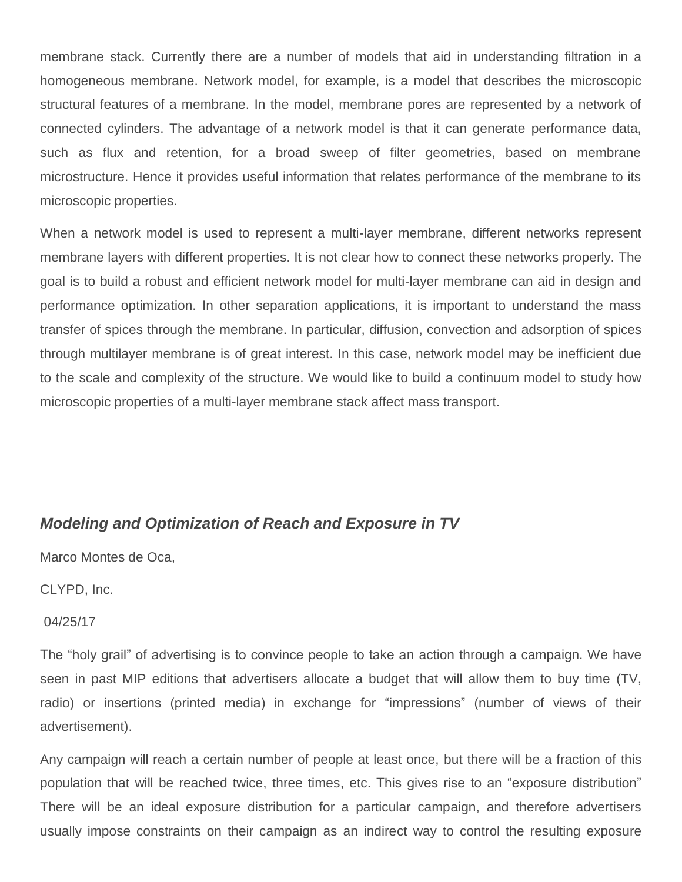membrane stack. Currently there are a number of models that aid in understanding filtration in a homogeneous membrane. Network model, for example, is a model that describes the microscopic structural features of a membrane. In the model, membrane pores are represented by a network of connected cylinders. The advantage of a network model is that it can generate performance data, such as flux and retention, for a broad sweep of filter geometries, based on membrane microstructure. Hence it provides useful information that relates performance of the membrane to its microscopic properties.

When a network model is used to represent a multi-layer membrane, different networks represent membrane layers with different properties. It is not clear how to connect these networks properly. The goal is to build a robust and efficient network model for multi-layer membrane can aid in design and performance optimization. In other separation applications, it is important to understand the mass transfer of spices through the membrane. In particular, diffusion, convection and adsorption of spices through multilayer membrane is of great interest. In this case, network model may be inefficient due to the scale and complexity of the structure. We would like to build a continuum model to study how microscopic properties of a multi-layer membrane stack affect mass transport.

---

### *Modeling and Optimization of Reach and Exposure in TV*

Marco Montes de Oca,

CLYPD, Inc.

04/25/17

The "holy grail" of advertising is to convince people to take an action through a campaign. We have seen in past MIP editions that advertisers allocate a budget that will allow them to buy time (TV, radio) or insertions (printed media) in exchange for "impressions" (number of views of their advertisement).

Any campaign will reach a certain number of people at least once, but there will be a fraction of this population that will be reached twice, three times, etc. This gives rise to an "exposure distribution" There will be an ideal exposure distribution for a particular campaign, and therefore advertisers usually impose constraints on their campaign as an indirect way to control the resulting exposure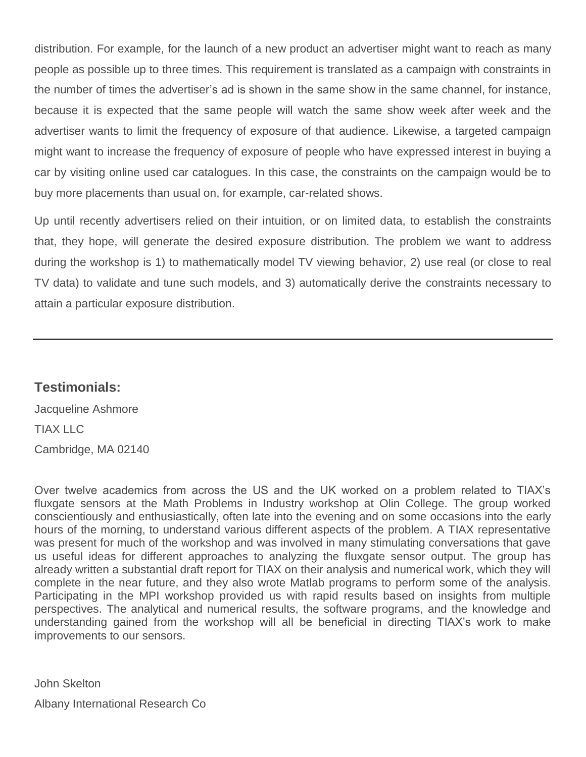distribution. For example, for the launch of a new product an advertiser might want to reach as many people as possible up to three times. This requirement is translated as a campaign with constraints in the number of times the advertiser's ad is shown in the same show in the same channel, for instance, because it is expected that the same people will watch the same show week after week and the advertiser wants to limit the frequency of exposure of that audience. Likewise, a targeted campaign might want to increase the frequency of exposure of people who have expressed interest in buying a car by visiting online used car catalogues. In this case, the constraints on the campaign would be to buy more placements than usual on, for example, car-related shows.

Up until recently advertisers relied on their intuition, or on limited data, to establish the constraints that, they hope, will generate the desired exposure distribution. The problem we want to address during the workshop is 1) to mathematically model TV viewing behavior, 2) use real (or close to real TV data) to validate and tune such models, and 3) automatically derive the constraints necessary to attain a particular exposure distribution.

---

## Testimonials:

Jacqueline Ashmore

TIAX LLC

Cambridge, MA 02140

Over twelve academics from across the US and the UK worked on a problem related to TIAX's fluxgate sensors at the Math Problems in Industry workshop at Olin College. The group worked conscientiously and enthusiastically, often late into the evening and on some occasions into the early hours of the morning, to understand various different aspects of the problem. A TIAX representative was present for much of the workshop and was involved in many stimulating conversations that gave us useful ideas for different approaches to analyzing the fluxgate sensor output. The group has already written a substantial draft report for TIAX on their analysis and numerical work, which they will complete in the near future, and they also wrote Matlab programs to perform some of the analysis. Participating in the MPI workshop provided us with rapid results based on insights from multiple perspectives. The analytical and numerical results, the software programs, and the knowledge and understanding gained from the workshop will all be beneficial in directing TIAX's work to make improvements to our sensors.

John Skelton

Albany International Research Co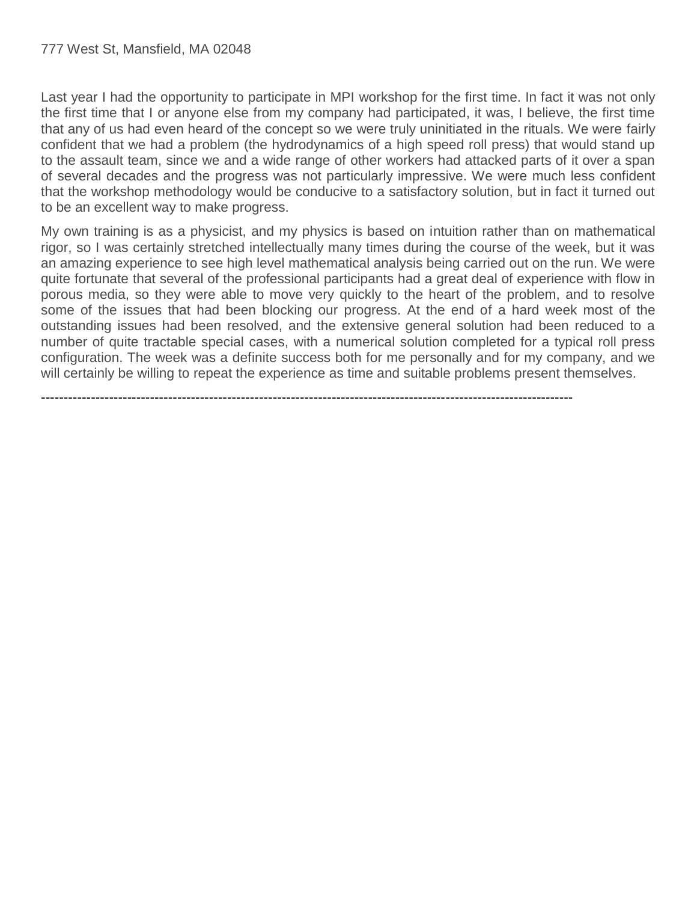777 West St, Mansfield, MA 02048

Last year I had the opportunity to participate in MPI workshop for the first time. In fact it was not only the first time that I or anyone else from my company had participated, it was, I believe, the first time that any of us had even heard of the concept so we were truly uninitiated in the rituals. We were fairly confident that we had a problem (the hydrodynamics of a high speed roll press) that would stand up to the assault team, since we and a wide range of other workers had attacked parts of it over a span of several decades and the progress was not particularly impressive. We were much less confident that the workshop methodology would be conducive to a satisfactory solution, but in fact it turned out to be an excellent way to make progress.

My own training is as a physicist, and my physics is based on intuition rather than on mathematical rigor, so I was certainly stretched intellectually many times during the course of the week, but it was an amazing experience to see high level mathematical analysis being carried out on the run. We were quite fortunate that several of the professional participants had a great deal of experience with flow in porous media, so they were able to move very quickly to the heart of the problem, and to resolve some of the issues that had been blocking our progress. At the end of a hard week most of the outstanding issues had been resolved, and the extensive general solution had been reduced to a number of quite tractable special cases, with a numerical solution completed for a typical roll press configuration. The week was a definite success both for me personally and for my company, and we will certainly be willing to repeat the experience as time and suitable problems present themselves.

---